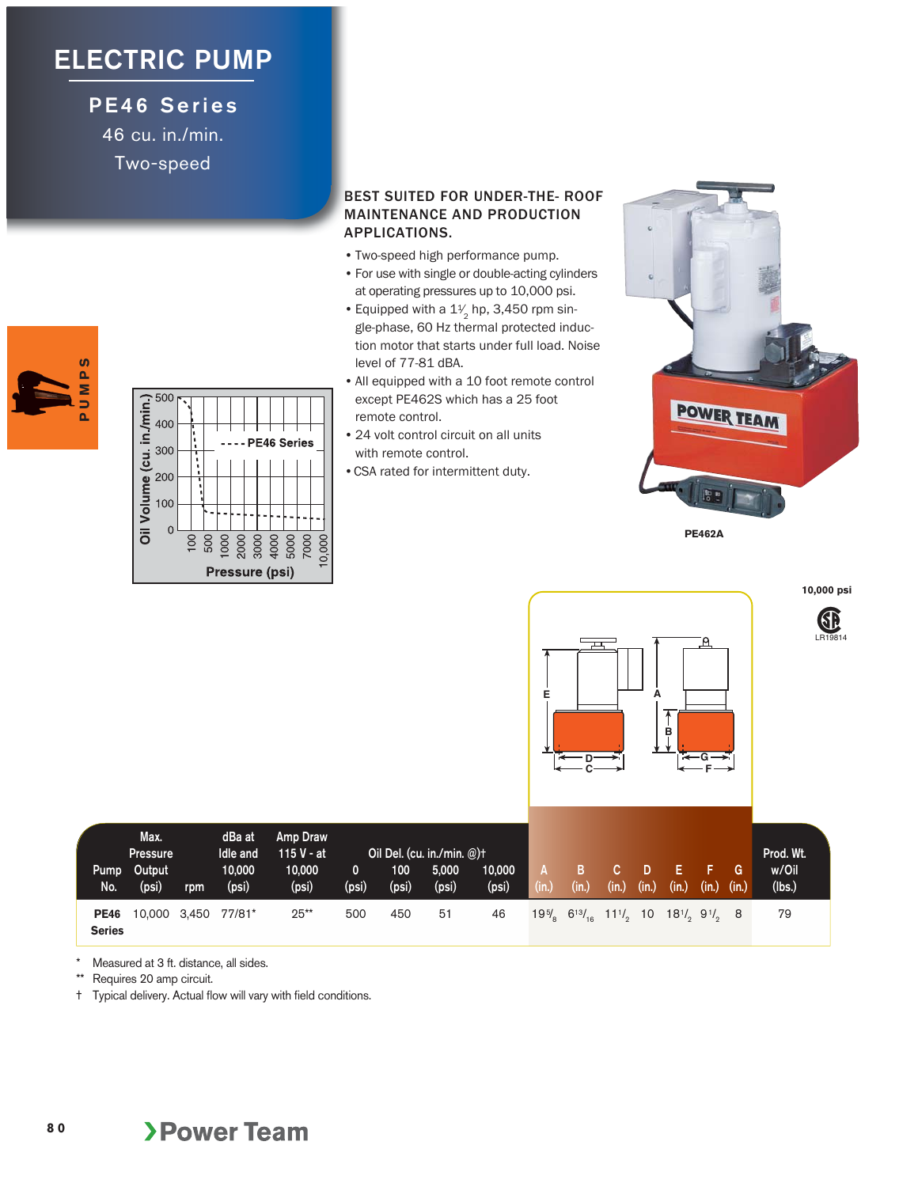# ELECTRIC PUMP

## PE46 Series

46 cu. in./min.

Two-speed

PUMPS

### BEST SUITED FOR UNDER-THE- ROOF MAINTENANCE AND PRODUCTION APPLICATIONS.

- Two-speed high performance pump.
- For use with single or double-acting cylinders at operating pressures up to 10,000 psi.
- Equipped with a $1\frac{1}{2}$ hp, 3,450 rpm single-phase, 60 Hz thermal protected induction motor that starts under full load. Noise level of 77-81 dBA.
- All equipped with a 10 foot remote control except PE462S which has a 25 foot remote control.
- 24 volt control circuit on all units with remote control.
- CSA rated for intermittent duty.

PE462A

10,000 psi

LR19814

| Pump No. | Max. Pressure Output (psi) | rpm | dBa at Idle and 10,000 (psi) | Amp Draw 115 V - at 10,000 (psi) | Oil Del. (cu. in./min. @)† 0 (psi) | 100 (psi) | 5,000 (psi) | 10,000 (psi) | A (in.) | B (in.) | C (in.) | D (in.) | E (in.) | F (in.) | G (in.) | Prod. Wt. w/Oil (lbs.) |
|---|---|---|---|---|---|---|---|---|---|---|---|---|---|---|---|---|
| **PE46 Series** | 10,000 | 3,450 | 77/81* | 25** | 500 | 450 | 51 | 46 | $19\frac{5}{8}$ | $6\frac{13}{16}$ | $11\frac{1}{2}$ | 10 | $18\frac{1}{2}$ | $9\frac{1}{2}$ | 8 | 79 |

\* Measured at 3 ft. distance, all sides.

\** Requires 20 amp circuit.

† Typical delivery. Actual flow will vary with field conditions.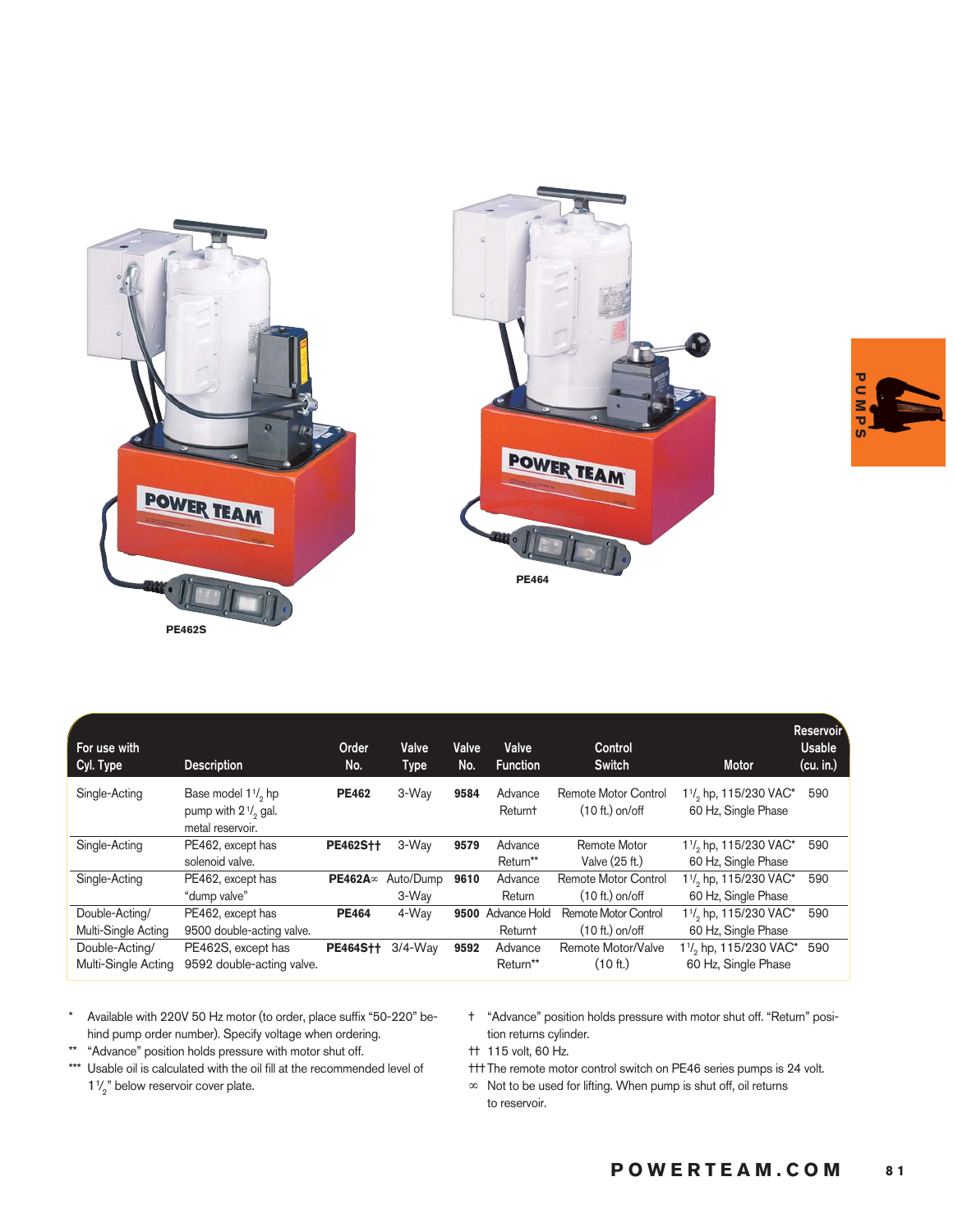PE462S

PE464

| For use with Cyl. Type | Description | Order No. | Valve Type | Valve No. | Valve Function | Control Switch | Motor | Reservoir Usable (cu. in.) |
|---|---|---|---|---|---|---|---|---|
| Single-Acting | Base model 1 1/2 hp pump with 2 1/2 gal. metal reservoir. | **PE462** | 3-Way | **9584** | Advance Return† | Remote Motor Control (10 ft.) on/off | 1 1/2 hp, 115/230 VAC* 60 Hz, Single Phase | 590 |
| Single-Acting | PE462, except has solenoid valve. | **PE462S††** | 3-Way | **9579** | Advance Return** | Remote Motor Valve (25 ft.) | 1 1/2 hp, 115/230 VAC* 60 Hz, Single Phase | 590 |
| Single-Acting | PE462, except has "dump valve" | **PE462A∞** | Auto/Dump 3-Way | **9610** | Advance Return | Remote Motor Control (10 ft.) on/off | 1 1/2 hp, 115/230 VAC* 60 Hz, Single Phase | 590 |
| Double-Acting/ Multi-Single Acting | PE462, except has 9500 double-acting valve. | **PE464** | 4-Way | **9500** | Advance Hold Return† | Remote Motor Control (10 ft.) on/off | 1 1/2 hp, 115/230 VAC* 60 Hz, Single Phase | 590 |
| Double-Acting/ Multi-Single Acting | PE462S, except has 9592 double-acting valve. | **PE464S††** | 3/4-Way | **9592** | Advance Return** | Remote Motor/Valve (10 ft.) | 1 1/2 hp, 115/230 VAC* 60 Hz, Single Phase | 590 |

\* Available with 220V 50 Hz motor (to order, place suffix "50-220" behind pump order number). Specify voltage when ordering.

\*\* "Advance" position holds pressure with motor shut off.

\*\*\* Usable oil is calculated with the oil fill at the recommended level of 1 1/2" below reservoir cover plate.

† "Advance" position holds pressure with motor shut off. "Return" position returns cylinder.

†† 115 volt, 60 Hz.

††† The remote motor control switch on PE46 series pumps is 24 volt.

∞ Not to be used for lifting. When pump is shut off, oil returns to reservoir.

**POWERTEAM.COM**